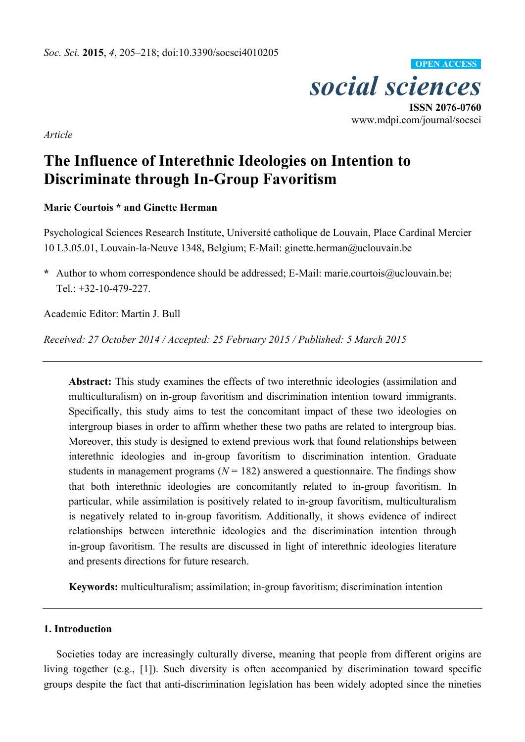*Article*

# The Influence of Interethnic Ideologies on Intention to Discriminate through In-Group Favoritism

**Marie Courtois * and Ginette Herman**

Psychological Sciences Research Institute, Université catholique de Louvain, Place Cardinal Mercier 10 L3.05.01, Louvain-la-Neuve 1348, Belgium; E-Mail: ginette.herman@uclouvain.be

**\*** Author to whom correspondence should be addressed; E-Mail: marie.courtois@uclouvain.be; Tel.: +32-10-479-227.

Academic Editor: Martin J. Bull

*Received: 27 October 2014 / Accepted: 25 February 2015 / Published: 5 March 2015*

---

**Abstract:** This study examines the effects of two interethnic ideologies (assimilation and multiculturalism) on in-group favoritism and discrimination intention toward immigrants. Specifically, this study aims to test the concomitant impact of these two ideologies on intergroup biases in order to affirm whether these two paths are related to intergroup bias. Moreover, this study is designed to extend previous work that found relationships between interethnic ideologies and in-group favoritism to discrimination intention. Graduate students in management programs ($N = 182$) answered a questionnaire. The findings show that both interethnic ideologies are concomitantly related to in-group favoritism. In particular, while assimilation is positively related to in-group favoritism, multiculturalism is negatively related to in-group favoritism. Additionally, it shows evidence of indirect relationships between interethnic ideologies and the discrimination intention through in-group favoritism. The results are discussed in light of interethnic ideologies literature and presents directions for future research.

**Keywords:** multiculturalism; assimilation; in-group favoritism; discrimination intention

---

## 1. Introduction

Societies today are increasingly culturally diverse, meaning that people from different origins are living together (e.g., [1]). Such diversity is often accompanied by discrimination toward specific groups despite the fact that anti-discrimination legislation has been widely adopted since the nineties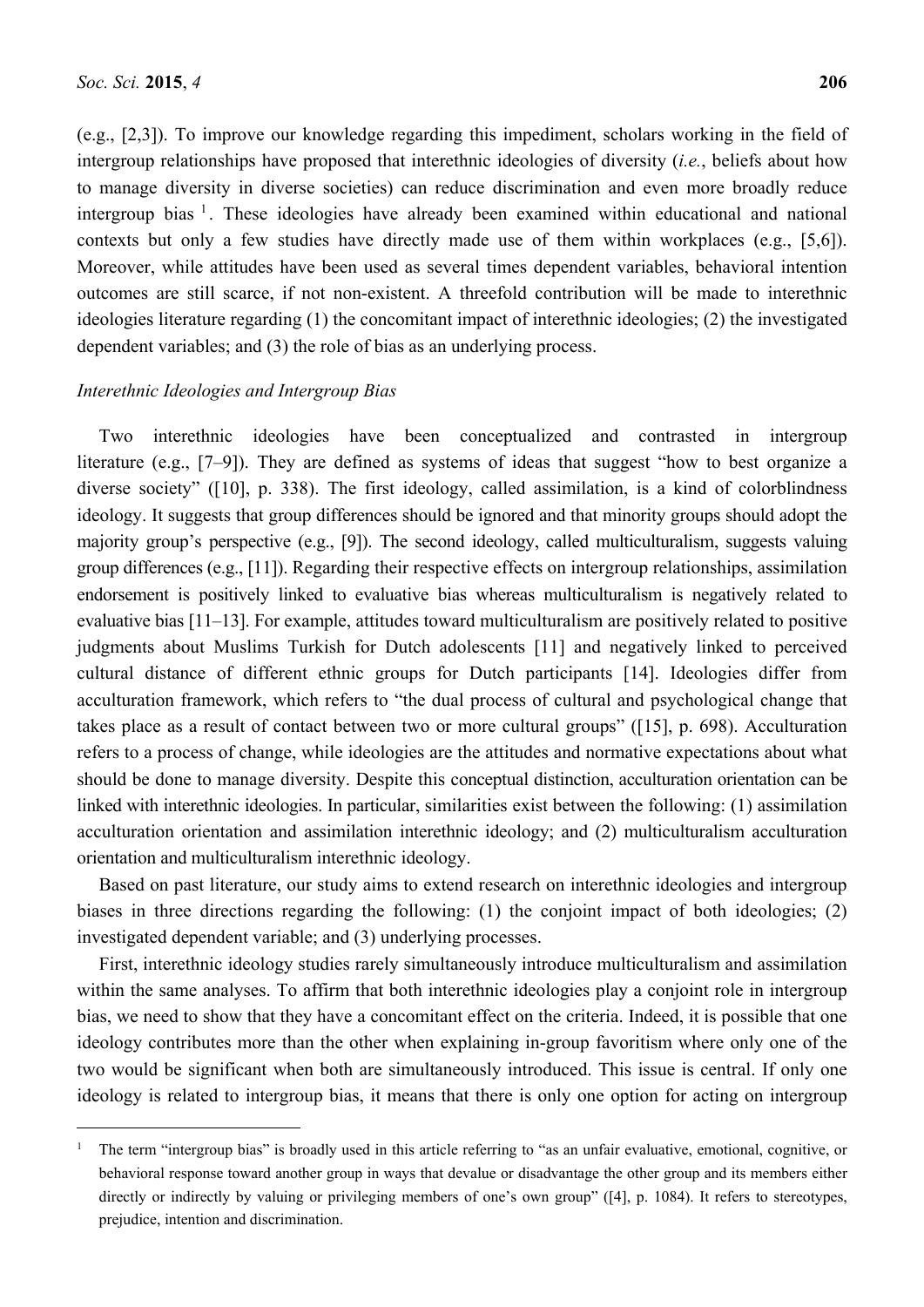(e.g., [2,3]). To improve our knowledge regarding this impediment, scholars working in the field of intergroup relationships have proposed that interethnic ideologies of diversity (*i.e.*, beliefs about how to manage diversity in diverse societies) can reduce discrimination and even more broadly reduce intergroup bias [1]. These ideologies have already been examined within educational and national contexts but only a few studies have directly made use of them within workplaces (e.g., [5,6]). Moreover, while attitudes have been used as several times dependent variables, behavioral intention outcomes are still scarce, if not non-existent. A threefold contribution will be made to interethnic ideologies literature regarding (1) the concomitant impact of interethnic ideologies; (2) the investigated dependent variables; and (3) the role of bias as an underlying process.

*Interethnic Ideologies and Intergroup Bias*

Two interethnic ideologies have been conceptualized and contrasted in intergroup literature (e.g., [7–9]). They are defined as systems of ideas that suggest "how to best organize a diverse society" ([10], p. 338). The first ideology, called assimilation, is a kind of colorblindness ideology. It suggests that group differences should be ignored and that minority groups should adopt the majority group's perspective (e.g., [9]). The second ideology, called multiculturalism, suggests valuing group differences (e.g., [11]). Regarding their respective effects on intergroup relationships, assimilation endorsement is positively linked to evaluative bias whereas multiculturalism is negatively related to evaluative bias [11–13]. For example, attitudes toward multiculturalism are positively related to positive judgments about Muslims Turkish for Dutch adolescents [11] and negatively linked to perceived cultural distance of different ethnic groups for Dutch participants [14]. Ideologies differ from acculturation framework, which refers to "the dual process of cultural and psychological change that takes place as a result of contact between two or more cultural groups" ([15], p. 698). Acculturation refers to a process of change, while ideologies are the attitudes and normative expectations about what should be done to manage diversity. Despite this conceptual distinction, acculturation orientation can be linked with interethnic ideologies. In particular, similarities exist between the following: (1) assimilation acculturation orientation and assimilation interethnic ideology; and (2) multiculturalism acculturation orientation and multiculturalism interethnic ideology.

Based on past literature, our study aims to extend research on interethnic ideologies and intergroup biases in three directions regarding the following: (1) the conjoint impact of both ideologies; (2) investigated dependent variable; and (3) underlying processes.

First, interethnic ideology studies rarely simultaneously introduce multiculturalism and assimilation within the same analyses. To affirm that both interethnic ideologies play a conjoint role in intergroup bias, we need to show that they have a concomitant effect on the criteria. Indeed, it is possible that one ideology contributes more than the other when explaining in-group favoritism where only one of the two would be significant when both are simultaneously introduced. This issue is central. If only one ideology is related to intergroup bias, it means that there is only one option for acting on intergroup

[1] The term "intergroup bias" is broadly used in this article referring to "as an unfair evaluative, emotional, cognitive, or behavioral response toward another group in ways that devalue or disadvantage the other group and its members either directly or indirectly by valuing or privileging members of one's own group" ([4], p. 1084). It refers to stereotypes, prejudice, intention and discrimination.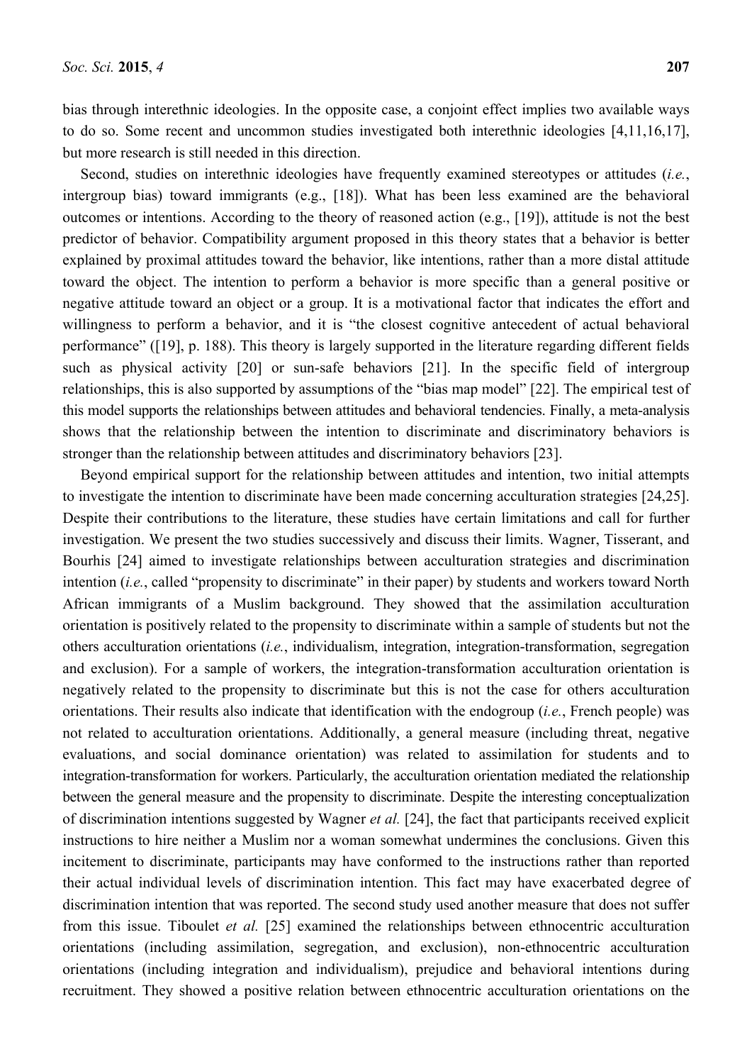bias through interethnic ideologies. In the opposite case, a conjoint effect implies two available ways to do so. Some recent and uncommon studies investigated both interethnic ideologies [4,11,16,17], but more research is still needed in this direction.

Second, studies on interethnic ideologies have frequently examined stereotypes or attitudes (*i.e.*, intergroup bias) toward immigrants (e.g., [18]). What has been less examined are the behavioral outcomes or intentions. According to the theory of reasoned action (e.g., [19]), attitude is not the best predictor of behavior. Compatibility argument proposed in this theory states that a behavior is better explained by proximal attitudes toward the behavior, like intentions, rather than a more distal attitude toward the object. The intention to perform a behavior is more specific than a general positive or negative attitude toward an object or a group. It is a motivational factor that indicates the effort and willingness to perform a behavior, and it is "the closest cognitive antecedent of actual behavioral performance" ([19], p. 188). This theory is largely supported in the literature regarding different fields such as physical activity [20] or sun-safe behaviors [21]. In the specific field of intergroup relationships, this is also supported by assumptions of the "bias map model" [22]. The empirical test of this model supports the relationships between attitudes and behavioral tendencies. Finally, a meta-analysis shows that the relationship between the intention to discriminate and discriminatory behaviors is stronger than the relationship between attitudes and discriminatory behaviors [23].

Beyond empirical support for the relationship between attitudes and intention, two initial attempts to investigate the intention to discriminate have been made concerning acculturation strategies [24,25]. Despite their contributions to the literature, these studies have certain limitations and call for further investigation. We present the two studies successively and discuss their limits. Wagner, Tisserant, and Bourhis [24] aimed to investigate relationships between acculturation strategies and discrimination intention (*i.e.*, called "propensity to discriminate" in their paper) by students and workers toward North African immigrants of a Muslim background. They showed that the assimilation acculturation orientation is positively related to the propensity to discriminate within a sample of students but not the others acculturation orientations (*i.e.*, individualism, integration, integration-transformation, segregation and exclusion). For a sample of workers, the integration-transformation acculturation orientation is negatively related to the propensity to discriminate but this is not the case for others acculturation orientations. Their results also indicate that identification with the endogroup (*i.e.*, French people) was not related to acculturation orientations. Additionally, a general measure (including threat, negative evaluations, and social dominance orientation) was related to assimilation for students and to integration-transformation for workers. Particularly, the acculturation orientation mediated the relationship between the general measure and the propensity to discriminate. Despite the interesting conceptualization of discrimination intentions suggested by Wagner *et al.* [24], the fact that participants received explicit instructions to hire neither a Muslim nor a woman somewhat undermines the conclusions. Given this incitement to discriminate, participants may have conformed to the instructions rather than reported their actual individual levels of discrimination intention. This fact may have exacerbated degree of discrimination intention that was reported. The second study used another measure that does not suffer from this issue. Tiboulet *et al.* [25] examined the relationships between ethnocentric acculturation orientations (including assimilation, segregation, and exclusion), non-ethnocentric acculturation orientations (including integration and individualism), prejudice and behavioral intentions during recruitment. They showed a positive relation between ethnocentric acculturation orientations on the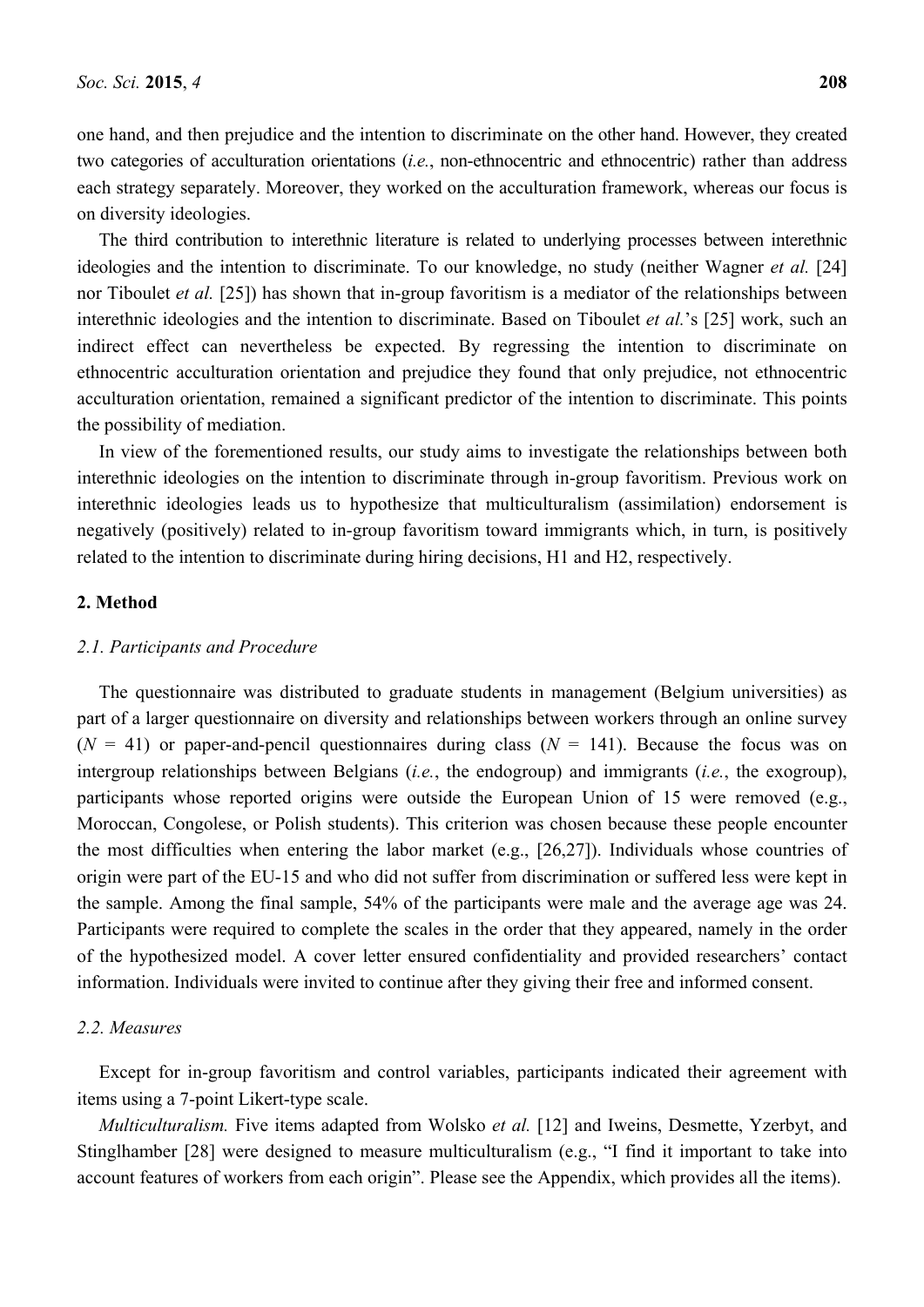one hand, and then prejudice and the intention to discriminate on the other hand. However, they created two categories of acculturation orientations (*i.e.*, non-ethnocentric and ethnocentric) rather than address each strategy separately. Moreover, they worked on the acculturation framework, whereas our focus is on diversity ideologies.

The third contribution to interethnic literature is related to underlying processes between interethnic ideologies and the intention to discriminate. To our knowledge, no study (neither Wagner *et al.* [24] nor Tiboulet *et al.* [25]) has shown that in-group favoritism is a mediator of the relationships between interethnic ideologies and the intention to discriminate. Based on Tiboulet *et al.*'s [25] work, such an indirect effect can nevertheless be expected. By regressing the intention to discriminate on ethnocentric acculturation orientation and prejudice they found that only prejudice, not ethnocentric acculturation orientation, remained a significant predictor of the intention to discriminate. This points the possibility of mediation.

In view of the forementioned results, our study aims to investigate the relationships between both interethnic ideologies on the intention to discriminate through in-group favoritism. Previous work on interethnic ideologies leads us to hypothesize that multiculturalism (assimilation) endorsement is negatively (positively) related to in-group favoritism toward immigrants which, in turn, is positively related to the intention to discriminate during hiring decisions, H1 and H2, respectively.

## 2. Method

### 2.1. Participants and Procedure

The questionnaire was distributed to graduate students in management (Belgium universities) as part of a larger questionnaire on diversity and relationships between workers through an online survey ($N = 41$) or paper-and-pencil questionnaires during class ($N = 141$). Because the focus was on intergroup relationships between Belgians (*i.e.*, the endogroup) and immigrants (*i.e.*, the exogroup), participants whose reported origins were outside the European Union of 15 were removed (e.g., Moroccan, Congolese, or Polish students). This criterion was chosen because these people encounter the most difficulties when entering the labor market (e.g., [26,27]). Individuals whose countries of origin were part of the EU-15 and who did not suffer from discrimination or suffered less were kept in the sample. Among the final sample, 54% of the participants were male and the average age was 24. Participants were required to complete the scales in the order that they appeared, namely in the order of the hypothesized model. A cover letter ensured confidentiality and provided researchers' contact information. Individuals were invited to continue after they giving their free and informed consent.

### 2.2. Measures

Except for in-group favoritism and control variables, participants indicated their agreement with items using a 7-point Likert-type scale.

*Multiculturalism.* Five items adapted from Wolsko *et al.* [12] and Iweins, Desmette, Yzerbyt, and Stinglhamber [28] were designed to measure multiculturalism (e.g., "I find it important to take into account features of workers from each origin". Please see the Appendix, which provides all the items).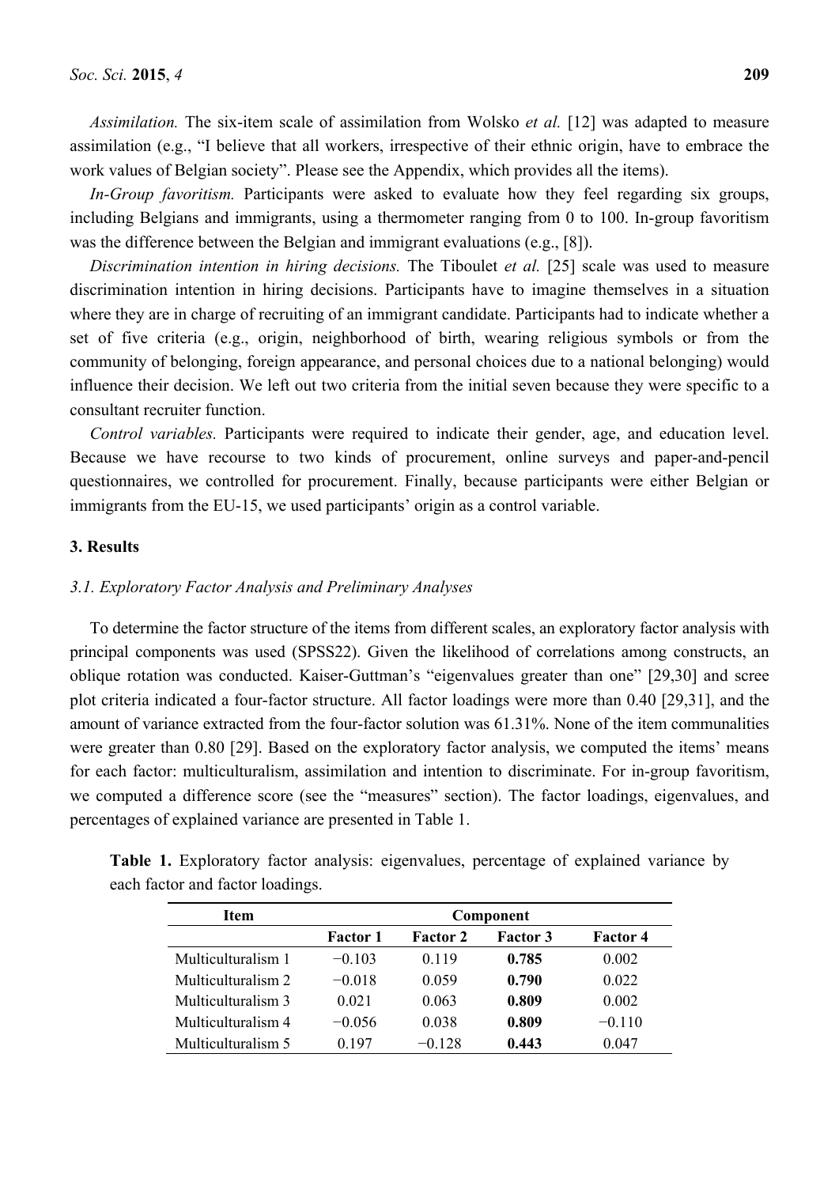*Assimilation.* The six-item scale of assimilation from Wolsko *et al.* [12] was adapted to measure assimilation (e.g., "I believe that all workers, irrespective of their ethnic origin, have to embrace the work values of Belgian society". Please see the Appendix, which provides all the items).

*In-Group favoritism.* Participants were asked to evaluate how they feel regarding six groups, including Belgians and immigrants, using a thermometer ranging from 0 to 100. In-group favoritism was the difference between the Belgian and immigrant evaluations (e.g., [8]).

*Discrimination intention in hiring decisions.* The Tiboulet *et al.* [25] scale was used to measure discrimination intention in hiring decisions. Participants have to imagine themselves in a situation where they are in charge of recruiting of an immigrant candidate. Participants had to indicate whether a set of five criteria (e.g., origin, neighborhood of birth, wearing religious symbols or from the community of belonging, foreign appearance, and personal choices due to a national belonging) would influence their decision. We left out two criteria from the initial seven because they were specific to a consultant recruiter function.

*Control variables.* Participants were required to indicate their gender, age, and education level. Because we have recourse to two kinds of procurement, online surveys and paper-and-pencil questionnaires, we controlled for procurement. Finally, because participants were either Belgian or immigrants from the EU-15, we used participants' origin as a control variable.

## 3. Results

### 3.1. Exploratory Factor Analysis and Preliminary Analyses

To determine the factor structure of the items from different scales, an exploratory factor analysis with principal components was used (SPSS22). Given the likelihood of correlations among constructs, an oblique rotation was conducted. Kaiser-Guttman's "eigenvalues greater than one" [29,30] and scree plot criteria indicated a four-factor structure. All factor loadings were more than 0.40 [29,31], and the amount of variance extracted from the four-factor solution was 61.31%. None of the item communalities were greater than 0.80 [29]. Based on the exploratory factor analysis, we computed the items' means for each factor: multiculturalism, assimilation and intention to discriminate. For in-group favoritism, we computed a difference score (see the "measures" section). The factor loadings, eigenvalues, and percentages of explained variance are presented in Table 1.

**Table 1.** Exploratory factor analysis: eigenvalues, percentage of explained variance by each factor and factor loadings.

| Item | Component | | | |
|---|---|---|---|---|
| | Factor 1 | Factor 2 | Factor 3 | Factor 4 |
| Multiculturalism 1 | −0.103 | 0.119 | **0.785** | 0.002 |
| Multiculturalism 2 | −0.018 | 0.059 | **0.790** | 0.022 |
| Multiculturalism 3 | 0.021 | 0.063 | **0.809** | 0.002 |
| Multiculturalism 4 | −0.056 | 0.038 | **0.809** | −0.110 |
| Multiculturalism 5 | 0.197 | −0.128 | **0.443** | 0.047 |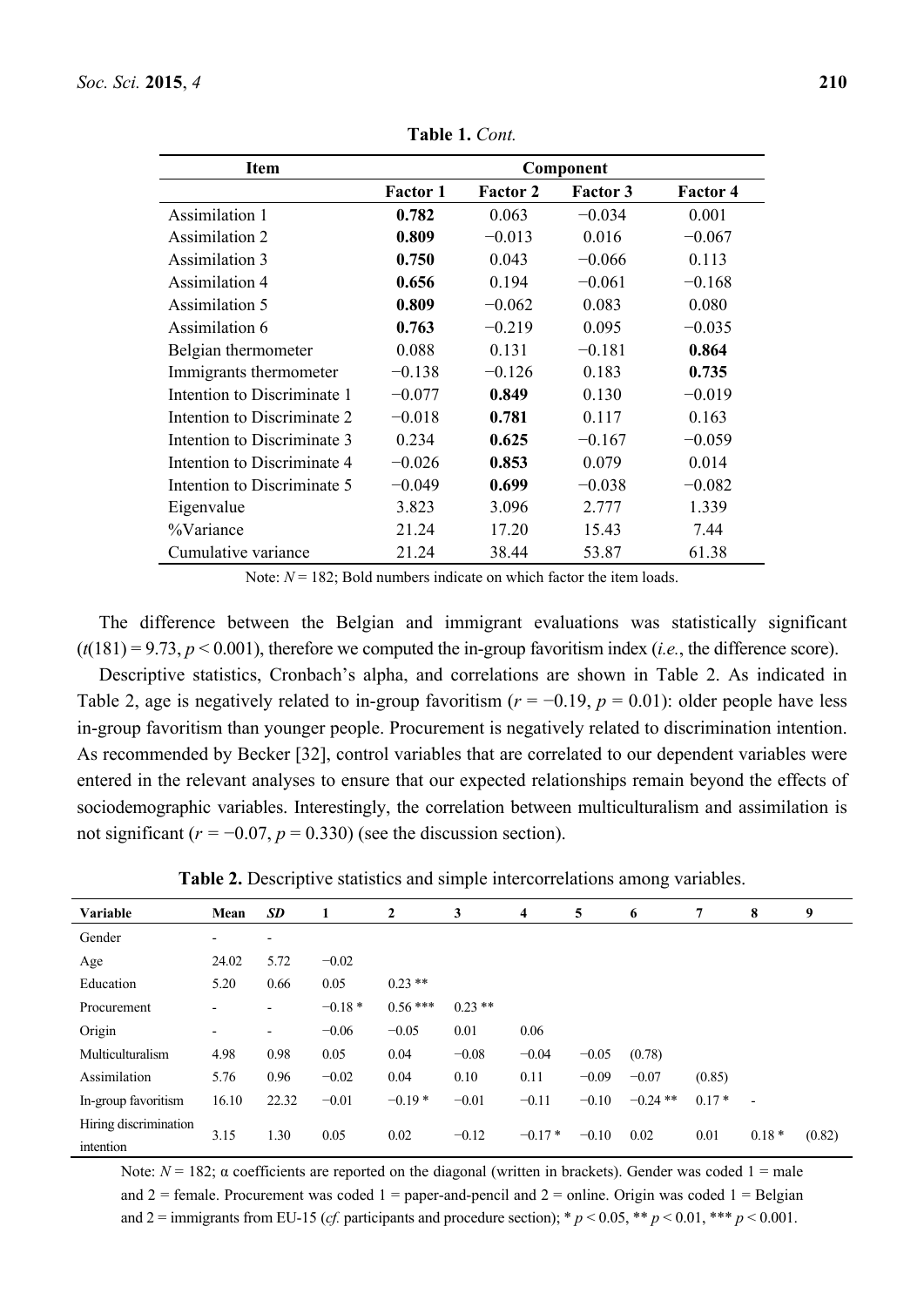**Table 1.** *Cont.*

| Item | Component | | | |
|---|---|---|---|---|
| | **Factor 1** | **Factor 2** | **Factor 3** | **Factor 4** |
| Assimilation 1 | **0.782** | 0.063 | −0.034 | 0.001 |
| Assimilation 2 | **0.809** | −0.013 | 0.016 | −0.067 |
| Assimilation 3 | **0.750** | 0.043 | −0.066 | 0.113 |
| Assimilation 4 | **0.656** | 0.194 | −0.061 | −0.168 |
| Assimilation 5 | **0.809** | −0.062 | 0.083 | 0.080 |
| Assimilation 6 | **0.763** | −0.219 | 0.095 | −0.035 |
| Belgian thermometer | 0.088 | 0.131 | −0.181 | **0.864** |
| Immigrants thermometer | −0.138 | −0.126 | 0.183 | **0.735** |
| Intention to Discriminate 1 | −0.077 | **0.849** | 0.130 | −0.019 |
| Intention to Discriminate 2 | −0.018 | **0.781** | 0.117 | 0.163 |
| Intention to Discriminate 3 | 0.234 | **0.625** | −0.167 | −0.059 |
| Intention to Discriminate 4 | −0.026 | **0.853** | 0.079 | 0.014 |
| Intention to Discriminate 5 | −0.049 | **0.699** | −0.038 | −0.082 |
| Eigenvalue | 3.823 | 3.096 | 2.777 | 1.339 |
| %Variance | 21.24 | 17.20 | 15.43 | 7.44 |
| Cumulative variance | 21.24 | 38.44 | 53.87 | 61.38 |

Note: $N = 182$; Bold numbers indicate on which factor the item loads.

The difference between the Belgian and immigrant evaluations was statistically significant ($t(181) = 9.73$, $p < 0.001$), therefore we computed the in-group favoritism index (*i.e.*, the difference score).

Descriptive statistics, Cronbach's alpha, and correlations are shown in Table 2. As indicated in Table 2, age is negatively related to in-group favoritism ($r = −0.19$, $p = 0.01$): older people have less in-group favoritism than younger people. Procurement is negatively related to discrimination intention. As recommended by Becker [32], control variables that are correlated to our dependent variables were entered in the relevant analyses to ensure that our expected relationships remain beyond the effects of sociodemographic variables. Interestingly, the correlation between multiculturalism and assimilation is not significant ($r = −0.07$, $p = 0.330$) (see the discussion section).

**Table 2.** Descriptive statistics and simple intercorrelations among variables.

| Variable | Mean | *SD* | 1 | 2 | 3 | 4 | 5 | 6 | 7 | 8 | 9 |
|---|---|---|---|---|---|---|---|---|---|---|---|
| Gender | - | - | | | | | | | | | |
| Age | 24.02 | 5.72 | −0.02 | | | | | | | | |
| Education | 5.20 | 0.66 | 0.05 | 0.23 ** | | | | | | | |
| Procurement | - | - | −0.18 * | 0.56 *** | 0.23 ** | | | | | | |
| Origin | - | - | −0.06 | −0.05 | 0.01 | 0.06 | | | | | |
| Multiculturalism | 4.98 | 0.98 | 0.05 | 0.04 | −0.08 | −0.04 | −0.05 | (0.78) | | | |
| Assimilation | 5.76 | 0.96 | −0.02 | 0.04 | 0.10 | 0.11 | −0.09 | −0.07 | (0.85) | | |
| In-group favoritism | 16.10 | 22.32 | −0.01 | −0.19 * | −0.01 | −0.11 | −0.10 | −0.24 ** | 0.17 * | - | |
| Hiring discrimination intention | 3.15 | 1.30 | 0.05 | 0.02 | −0.12 | −0.17 * | −0.10 | 0.02 | 0.01 | 0.18 * | (0.82) |

Note: $N = 182$; α coefficients are reported on the diagonal (written in brackets). Gender was coded 1 = male and 2 = female. Procurement was coded 1 = paper-and-pencil and 2 = online. Origin was coded 1 = Belgian and 2 = immigrants from EU-15 (*cf.* participants and procedure section); * $p < 0.05$, ** $p < 0.01$, *** $p < 0.001$.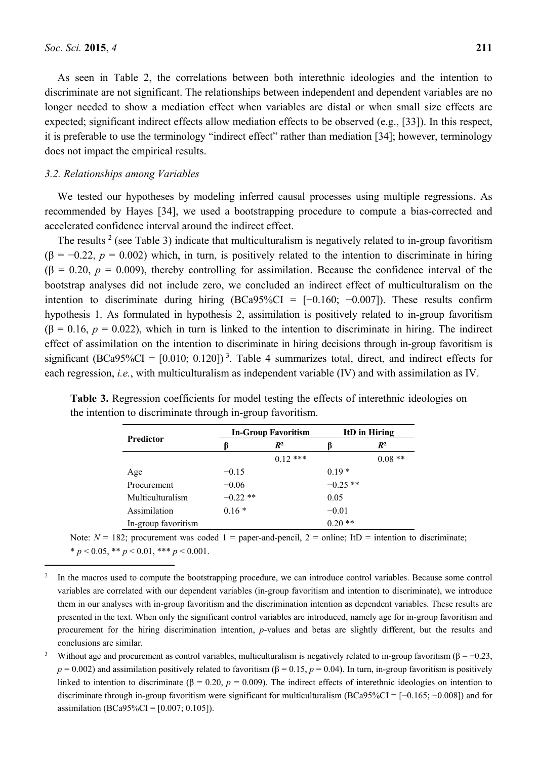As seen in Table 2, the correlations between both interethnic ideologies and the intention to discriminate are not significant. The relationships between independent and dependent variables are no longer needed to show a mediation effect when variables are distal or when small size effects are expected; significant indirect effects allow mediation effects to be observed (e.g., [33]). In this respect, it is preferable to use the terminology "indirect effect" rather than mediation [34]; however, terminology does not impact the empirical results.

### 3.2. Relationships among Variables

We tested our hypotheses by modeling inferred causal processes using multiple regressions. As recommended by Hayes [34], we used a bootstrapping procedure to compute a bias-corrected and accelerated confidence interval around the indirect effect.

The results [2] (see Table 3) indicate that multiculturalism is negatively related to in-group favoritism ($\beta = -0.22$, $p = 0.002$) which, in turn, is positively related to the intention to discriminate in hiring ($\beta = 0.20$, $p = 0.009$), thereby controlling for assimilation. Because the confidence interval of the bootstrap analyses did not include zero, we concluded an indirect effect of multiculturalism on the intention to discriminate during hiring (BCa95%CI = [−0.160; −0.007]). These results confirm hypothesis 1. As formulated in hypothesis 2, assimilation is positively related to in-group favoritism ($\beta = 0.16$, $p = 0.022$), which in turn is linked to the intention to discriminate in hiring. The indirect effect of assimilation on the intention to discriminate in hiring decisions through in-group favoritism is significant (BCa95%CI = [0.010; 0.120]) [3]. Table 4 summarizes total, direct, and indirect effects for each regression, *i.e.*, with multiculturalism as independent variable (IV) and with assimilation as IV.

**Table 3.** Regression coefficients for model testing the effects of interethnic ideologies on the intention to discriminate through in-group favoritism.

| Predictor | In-Group Favoritism | | ItD in Hiring | |
|---|---|---|---|---|
| | β | $R^2$ | β | $R^2$ |
| | | 0.12 *** | | 0.08 ** |
| Age | −0.15 | | 0.19 * | |
| Procurement | −0.06 | | −0.25 ** | |
| Multiculturalism | −0.22 ** | | 0.05 | |
| Assimilation | 0.16 * | | −0.01 | |
| In-group favoritism | | | 0.20 ** | |

Note: $N = 182$; procurement was coded 1 = paper-and-pencil, 2 = online; ItD = intention to discriminate; * $p < 0.05$, ** $p < 0.01$, *** $p < 0.001$.

[2] In the macros used to compute the bootstrapping procedure, we can introduce control variables. Because some control variables are correlated with our dependent variables (in-group favoritism and intention to discriminate), we introduce them in our analyses with in-group favoritism and the discrimination intention as dependent variables. These results are presented in the text. When only the significant control variables are introduced, namely age for in-group favoritism and procurement for the hiring discrimination intention, *p*-values and betas are slightly different, but the results and conclusions are similar.

[3] Without age and procurement as control variables, multiculturalism is negatively related to in-group favoritism ($\beta = -0.23$, $p = 0.002$) and assimilation positively related to favoritism ($\beta = 0.15$, $p = 0.04$). In turn, in-group favoritism is positively linked to intention to discriminate ($\beta = 0.20$, $p = 0.009$). The indirect effects of interethnic ideologies on intention to discriminate through in-group favoritism were significant for multiculturalism (BCa95%CI = [−0.165; −0.008]) and for assimilation (BCa95%CI = [0.007; 0.105]).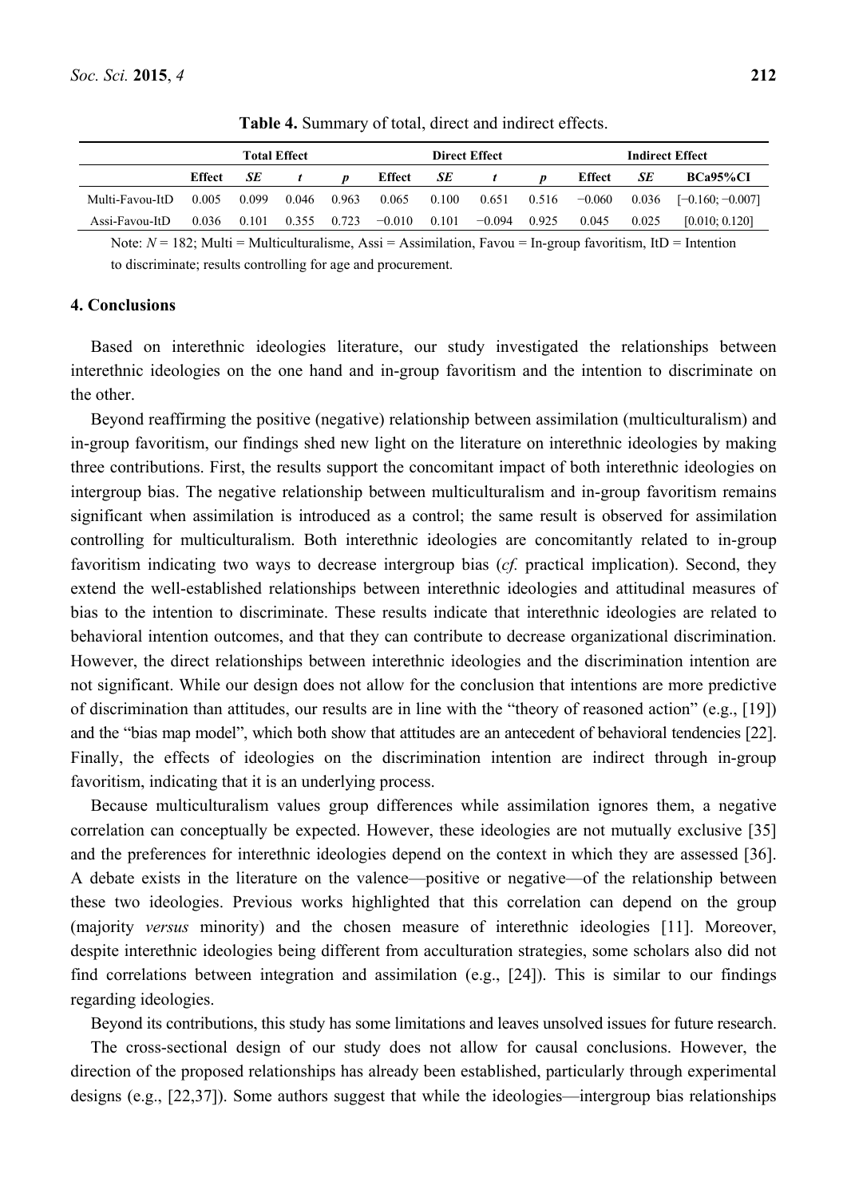**Table 4.** Summary of total, direct and indirect effects.

| | Total Effect | | | | Direct Effect | | | | Indirect Effect | | |
|---|---|---|---|---|---|---|---|---|---|---|---|
| | **Effect** | ***SE*** | ***t*** | ***p*** | **Effect** | ***SE*** | ***t*** | ***p*** | **Effect** | ***SE*** | **BCa95%CI** |
| Multi-Favou-ItD | 0.005 | 0.099 | 0.046 | 0.963 | 0.065 | 0.100 | 0.651 | 0.516 | −0.060 | 0.036 | [−0.160; −0.007] |
| Assi-Favou-ItD | 0.036 | 0.101 | 0.355 | 0.723 | −0.010 | 0.101 | −0.094 | 0.925 | 0.045 | 0.025 | [0.010; 0.120] |

Note: $N$ = 182; Multi = Multiculturalisme, Assi = Assimilation, Favou = In-group favoritism, ItD = Intention to discriminate; results controlling for age and procurement.

## 4. Conclusions

Based on interethnic ideologies literature, our study investigated the relationships between interethnic ideologies on the one hand and in-group favoritism and the intention to discriminate on the other.

Beyond reaffirming the positive (negative) relationship between assimilation (multiculturalism) and in-group favoritism, our findings shed new light on the literature on interethnic ideologies by making three contributions. First, the results support the concomitant impact of both interethnic ideologies on intergroup bias. The negative relationship between multiculturalism and in-group favoritism remains significant when assimilation is introduced as a control; the same result is observed for assimilation controlling for multiculturalism. Both interethnic ideologies are concomitantly related to in-group favoritism indicating two ways to decrease intergroup bias (*cf.* practical implication). Second, they extend the well-established relationships between interethnic ideologies and attitudinal measures of bias to the intention to discriminate. These results indicate that interethnic ideologies are related to behavioral intention outcomes, and that they can contribute to decrease organizational discrimination. However, the direct relationships between interethnic ideologies and the discrimination intention are not significant. While our design does not allow for the conclusion that intentions are more predictive of discrimination than attitudes, our results are in line with the "theory of reasoned action" (e.g., [19]) and the "bias map model", which both show that attitudes are an antecedent of behavioral tendencies [22]. Finally, the effects of ideologies on the discrimination intention are indirect through in-group favoritism, indicating that it is an underlying process.

Because multiculturalism values group differences while assimilation ignores them, a negative correlation can conceptually be expected. However, these ideologies are not mutually exclusive [35] and the preferences for interethnic ideologies depend on the context in which they are assessed [36]. A debate exists in the literature on the valence—positive or negative—of the relationship between these two ideologies. Previous works highlighted that this correlation can depend on the group (majority *versus* minority) and the chosen measure of interethnic ideologies [11]. Moreover, despite interethnic ideologies being different from acculturation strategies, some scholars also did not find correlations between integration and assimilation (e.g., [24]). This is similar to our findings regarding ideologies.

Beyond its contributions, this study has some limitations and leaves unsolved issues for future research.

The cross-sectional design of our study does not allow for causal conclusions. However, the direction of the proposed relationships has already been established, particularly through experimental designs (e.g., [22,37]). Some authors suggest that while the ideologies—intergroup bias relationships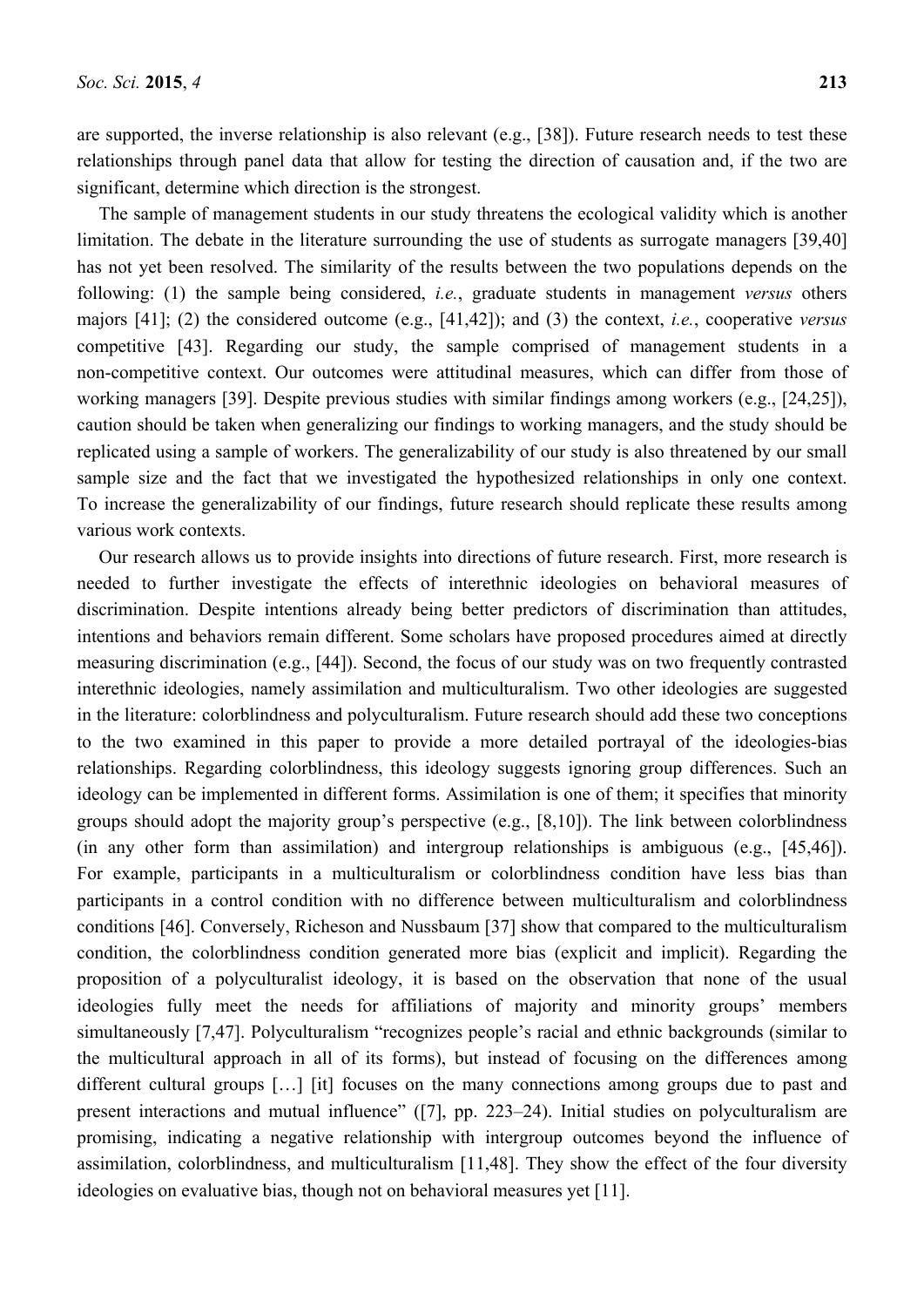are supported, the inverse relationship is also relevant (e.g., [38]). Future research needs to test these relationships through panel data that allow for testing the direction of causation and, if the two are significant, determine which direction is the strongest.

The sample of management students in our study threatens the ecological validity which is another limitation. The debate in the literature surrounding the use of students as surrogate managers [39,40] has not yet been resolved. The similarity of the results between the two populations depends on the following: (1) the sample being considered, *i.e.*, graduate students in management *versus* others majors [41]; (2) the considered outcome (e.g., [41,42]); and (3) the context, *i.e.*, cooperative *versus* competitive [43]. Regarding our study, the sample comprised of management students in a non-competitive context. Our outcomes were attitudinal measures, which can differ from those of working managers [39]. Despite previous studies with similar findings among workers (e.g., [24,25]), caution should be taken when generalizing our findings to working managers, and the study should be replicated using a sample of workers. The generalizability of our study is also threatened by our small sample size and the fact that we investigated the hypothesized relationships in only one context. To increase the generalizability of our findings, future research should replicate these results among various work contexts.

Our research allows us to provide insights into directions of future research. First, more research is needed to further investigate the effects of interethnic ideologies on behavioral measures of discrimination. Despite intentions already being better predictors of discrimination than attitudes, intentions and behaviors remain different. Some scholars have proposed procedures aimed at directly measuring discrimination (e.g., [44]). Second, the focus of our study was on two frequently contrasted interethnic ideologies, namely assimilation and multiculturalism. Two other ideologies are suggested in the literature: colorblindness and polyculturalism. Future research should add these two conceptions to the two examined in this paper to provide a more detailed portrayal of the ideologies-bias relationships. Regarding colorblindness, this ideology suggests ignoring group differences. Such an ideology can be implemented in different forms. Assimilation is one of them; it specifies that minority groups should adopt the majority group's perspective (e.g., [8,10]). The link between colorblindness (in any other form than assimilation) and intergroup relationships is ambiguous (e.g., [45,46]). For example, participants in a multiculturalism or colorblindness condition have less bias than participants in a control condition with no difference between multiculturalism and colorblindness conditions [46]. Conversely, Richeson and Nussbaum [37] show that compared to the multiculturalism condition, the colorblindness condition generated more bias (explicit and implicit). Regarding the proposition of a polyculturalist ideology, it is based on the observation that none of the usual ideologies fully meet the needs for affiliations of majority and minority groups' members simultaneously [7,47]. Polyculturalism "recognizes people's racial and ethnic backgrounds (similar to the multicultural approach in all of its forms), but instead of focusing on the differences among different cultural groups […] [it] focuses on the many connections among groups due to past and present interactions and mutual influence" ([7], pp. 223–24). Initial studies on polyculturalism are promising, indicating a negative relationship with intergroup outcomes beyond the influence of assimilation, colorblindness, and multiculturalism [11,48]. They show the effect of the four diversity ideologies on evaluative bias, though not on behavioral measures yet [11].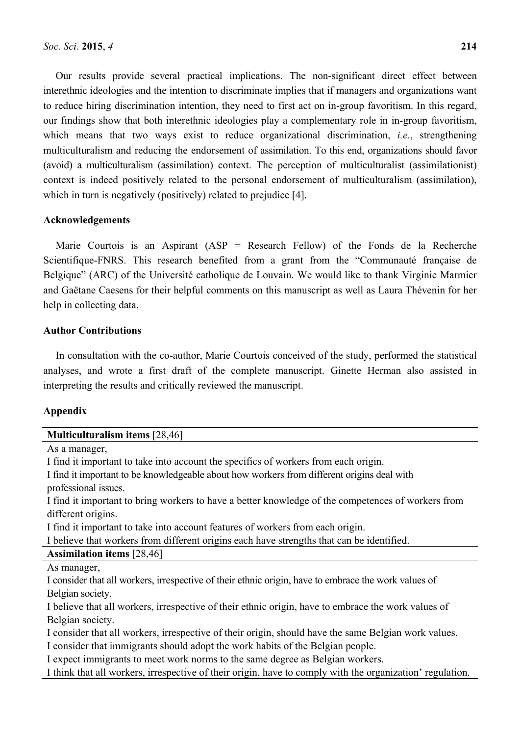Our results provide several practical implications. The non-significant direct effect between interethnic ideologies and the intention to discriminate implies that if managers and organizations want to reduce hiring discrimination intention, they need to first act on in-group favoritism. In this regard, our findings show that both interethnic ideologies play a complementary role in in-group favoritism, which means that two ways exist to reduce organizational discrimination, *i.e.*, strengthening multiculturalism and reducing the endorsement of assimilation. To this end, organizations should favor (avoid) a multiculturalism (assimilation) context. The perception of multiculturalist (assimilationist) context is indeed positively related to the personal endorsement of multiculturalism (assimilation), which in turn is negatively (positively) related to prejudice [4].

## Acknowledgements

Marie Courtois is an Aspirant (ASP = Research Fellow) of the Fonds de la Recherche Scientifique-FNRS. This research benefited from a grant from the "Communauté française de Belgique" (ARC) of the Université catholique de Louvain. We would like to thank Virginie Marmier and Gaëtane Caesens for their helpful comments on this manuscript as well as Laura Thévenin for her help in collecting data.

## Author Contributions

In consultation with the co-author, Marie Courtois conceived of the study, performed the statistical analyses, and wrote a first draft of the complete manuscript. Ginette Herman also assisted in interpreting the results and critically reviewed the manuscript.

## Appendix

| **Multiculturalism items** [28,46] |
|---|
| As a manager, |
| I find it important to take into account the specifics of workers from each origin. |
| I find it important to be knowledgeable about how workers from different origins deal with professional issues. |
| I find it important to bring workers to have a better knowledge of the competences of workers from different origins. |
| I find it important to take into account features of workers from each origin. |
| I believe that workers from different origins each have strengths that can be identified. |
| **Assimilation items** [28,46] |
| As manager, |
| I consider that all workers, irrespective of their ethnic origin, have to embrace the work values of Belgian society. |
| I believe that all workers, irrespective of their ethnic origin, have to embrace the work values of Belgian society. |
| I consider that all workers, irrespective of their origin, should have the same Belgian work values. |
| I consider that immigrants should adopt the work habits of the Belgian people. |
| I expect immigrants to meet work norms to the same degree as Belgian workers. |
| I think that all workers, irrespective of their origin, have to comply with the organization' regulation. |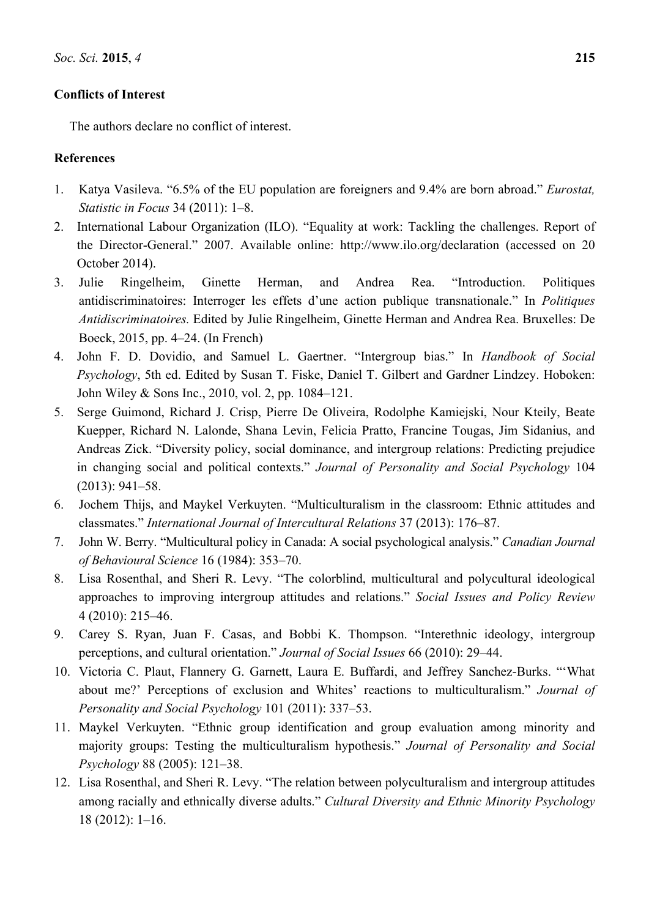## Conflicts of Interest

The authors declare no conflict of interest.

## References

1. Katya Vasileva. "6.5% of the EU population are foreigners and 9.4% are born abroad." *Eurostat, Statistic in Focus* 34 (2011): 1–8.
2. International Labour Organization (ILO). "Equality at work: Tackling the challenges. Report of the Director-General." 2007. Available online: http://www.ilo.org/declaration (accessed on 20 October 2014).
3. Julie Ringelheim, Ginette Herman, and Andrea Rea. "Introduction. Politiques antidiscriminatoires: Interroger les effets d'une action publique transnationale." In *Politiques Antidiscriminatoires.* Edited by Julie Ringelheim, Ginette Herman and Andrea Rea. Bruxelles: De Boeck, 2015, pp. 4–24. (In French)
4. John F. D. Dovidio, and Samuel L. Gaertner. "Intergroup bias." In *Handbook of Social Psychology*, 5th ed. Edited by Susan T. Fiske, Daniel T. Gilbert and Gardner Lindzey. Hoboken: John Wiley & Sons Inc., 2010, vol. 2, pp. 1084–121.
5. Serge Guimond, Richard J. Crisp, Pierre De Oliveira, Rodolphe Kamiejski, Nour Kteily, Beate Kuepper, Richard N. Lalonde, Shana Levin, Felicia Pratto, Francine Tougas, Jim Sidanius, and Andreas Zick. "Diversity policy, social dominance, and intergroup relations: Predicting prejudice in changing social and political contexts." *Journal of Personality and Social Psychology* 104 (2013): 941–58.
6. Jochem Thijs, and Maykel Verkuyten. "Multiculturalism in the classroom: Ethnic attitudes and classmates." *International Journal of Intercultural Relations* 37 (2013): 176–87.
7. John W. Berry. "Multicultural policy in Canada: A social psychological analysis." *Canadian Journal of Behavioural Science* 16 (1984): 353–70.
8. Lisa Rosenthal, and Sheri R. Levy. "The colorblind, multicultural and polycultural ideological approaches to improving intergroup attitudes and relations." *Social Issues and Policy Review* 4 (2010): 215–46.
9. Carey S. Ryan, Juan F. Casas, and Bobbi K. Thompson. "Interethnic ideology, intergroup perceptions, and cultural orientation." *Journal of Social Issues* 66 (2010): 29–44.
10. Victoria C. Plaut, Flannery G. Garnett, Laura E. Buffardi, and Jeffrey Sanchez-Burks. "'What about me?' Perceptions of exclusion and Whites' reactions to multiculturalism." *Journal of Personality and Social Psychology* 101 (2011): 337–53.
11. Maykel Verkuyten. "Ethnic group identification and group evaluation among minority and majority groups: Testing the multiculturalism hypothesis." *Journal of Personality and Social Psychology* 88 (2005): 121–38.
12. Lisa Rosenthal, and Sheri R. Levy. "The relation between polyculturalism and intergroup attitudes among racially and ethnically diverse adults." *Cultural Diversity and Ethnic Minority Psychology* 18 (2012): 1–16.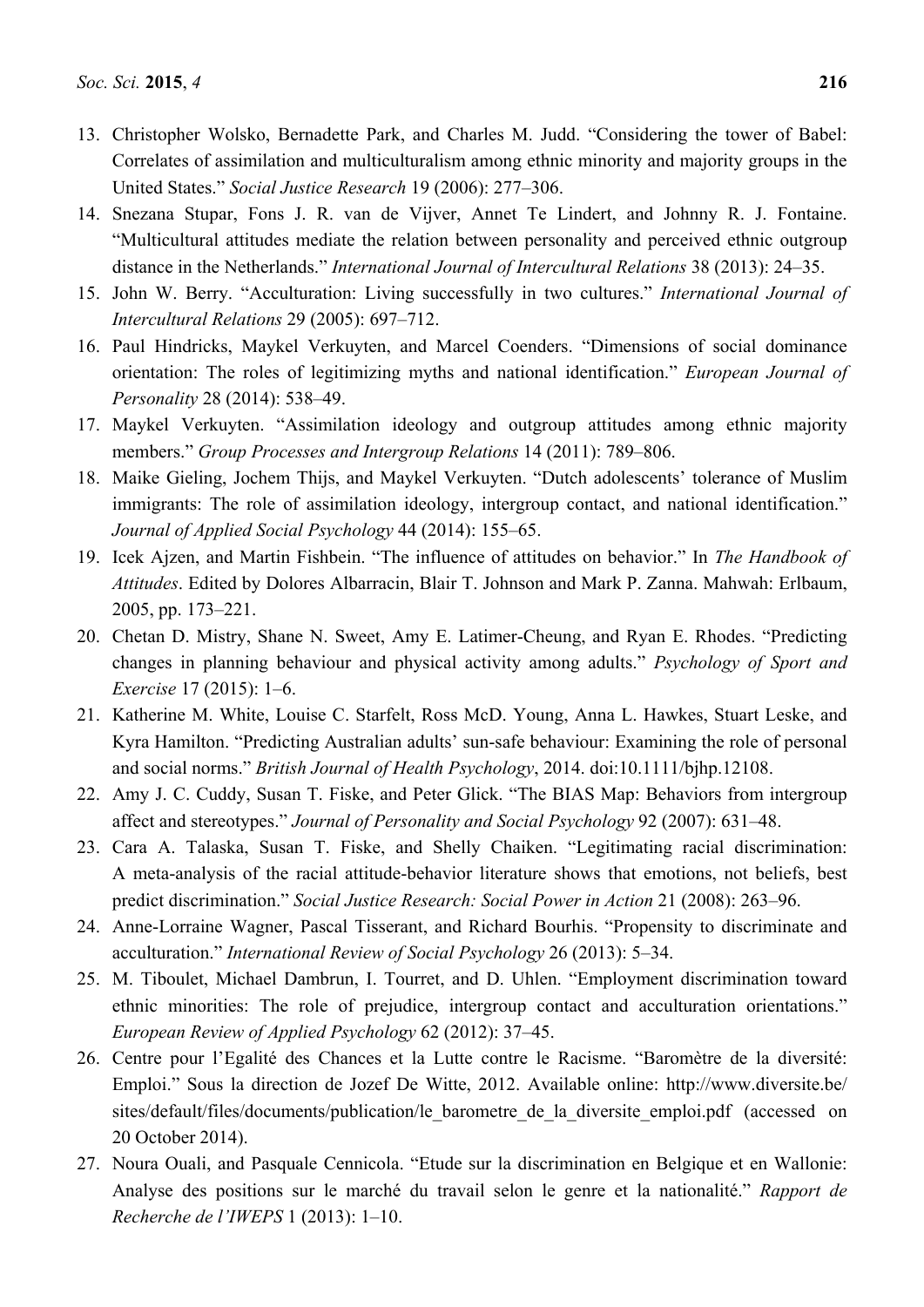13. Christopher Wolsko, Bernadette Park, and Charles M. Judd. "Considering the tower of Babel: Correlates of assimilation and multiculturalism among ethnic minority and majority groups in the United States." *Social Justice Research* 19 (2006): 277–306.
14. Snezana Stupar, Fons J. R. van de Vijver, Annet Te Lindert, and Johnny R. J. Fontaine. "Multicultural attitudes mediate the relation between personality and perceived ethnic outgroup distance in the Netherlands." *International Journal of Intercultural Relations* 38 (2013): 24–35.
15. John W. Berry. "Acculturation: Living successfully in two cultures." *International Journal of Intercultural Relations* 29 (2005): 697–712.
16. Paul Hindricks, Maykel Verkuyten, and Marcel Coenders. "Dimensions of social dominance orientation: The roles of legitimizing myths and national identification." *European Journal of Personality* 28 (2014): 538–49.
17. Maykel Verkuyten. "Assimilation ideology and outgroup attitudes among ethnic majority members." *Group Processes and Intergroup Relations* 14 (2011): 789–806.
18. Maike Gieling, Jochem Thijs, and Maykel Verkuyten. "Dutch adolescents' tolerance of Muslim immigrants: The role of assimilation ideology, intergroup contact, and national identification." *Journal of Applied Social Psychology* 44 (2014): 155–65.
19. Icek Ajzen, and Martin Fishbein. "The influence of attitudes on behavior." In *The Handbook of Attitudes*. Edited by Dolores Albarracin, Blair T. Johnson and Mark P. Zanna. Mahwah: Erlbaum, 2005, pp. 173–221.
20. Chetan D. Mistry, Shane N. Sweet, Amy E. Latimer-Cheung, and Ryan E. Rhodes. "Predicting changes in planning behaviour and physical activity among adults." *Psychology of Sport and Exercise* 17 (2015): 1–6.
21. Katherine M. White, Louise C. Starfelt, Ross McD. Young, Anna L. Hawkes, Stuart Leske, and Kyra Hamilton. "Predicting Australian adults' sun-safe behaviour: Examining the role of personal and social norms." *British Journal of Health Psychology*, 2014. doi:10.1111/bjhp.12108.
22. Amy J. C. Cuddy, Susan T. Fiske, and Peter Glick. "The BIAS Map: Behaviors from intergroup affect and stereotypes." *Journal of Personality and Social Psychology* 92 (2007): 631–48.
23. Cara A. Talaska, Susan T. Fiske, and Shelly Chaiken. "Legitimating racial discrimination: A meta-analysis of the racial attitude-behavior literature shows that emotions, not beliefs, best predict discrimination." *Social Justice Research: Social Power in Action* 21 (2008): 263–96.
24. Anne-Lorraine Wagner, Pascal Tisserant, and Richard Bourhis. "Propensity to discriminate and acculturation." *International Review of Social Psychology* 26 (2013): 5–34.
25. M. Tiboulet, Michael Dambrun, I. Tourret, and D. Uhlen. "Employment discrimination toward ethnic minorities: The role of prejudice, intergroup contact and acculturation orientations." *European Review of Applied Psychology* 62 (2012): 37–45.
26. Centre pour l'Egalité des Chances et la Lutte contre le Racisme. "Baromètre de la diversité: Emploi." Sous la direction de Jozef De Witte, 2012. Available online: http://www.diversite.be/sites/default/files/documents/publication/le_barometre_de_la_diversite_emploi.pdf (accessed on 20 October 2014).
27. Noura Ouali, and Pasquale Cennicola. "Etude sur la discrimination en Belgique et en Wallonie: Analyse des positions sur le marché du travail selon le genre et la nationalité." *Rapport de Recherche de l'IWEPS* 1 (2013): 1–10.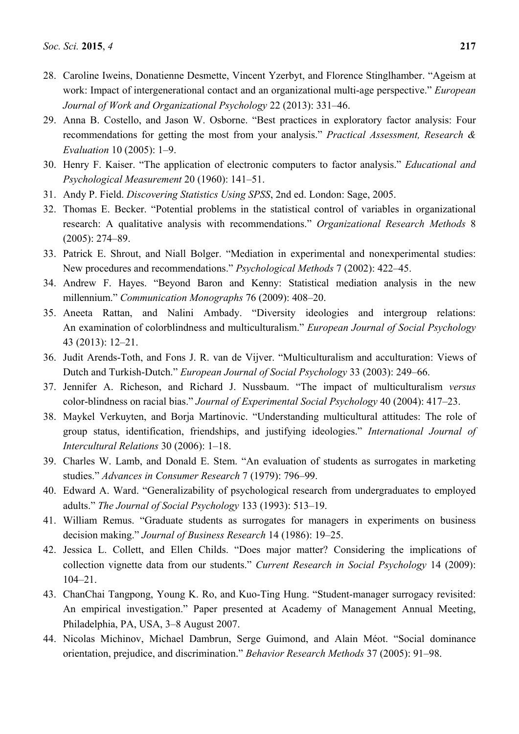28. Caroline Iweins, Donatienne Desmette, Vincent Yzerbyt, and Florence Stinglhamber. "Ageism at work: Impact of intergenerational contact and an organizational multi-age perspective." *European Journal of Work and Organizational Psychology* 22 (2013): 331–46.
29. Anna B. Costello, and Jason W. Osborne. "Best practices in exploratory factor analysis: Four recommendations for getting the most from your analysis." *Practical Assessment, Research & Evaluation* 10 (2005): 1–9.
30. Henry F. Kaiser. "The application of electronic computers to factor analysis." *Educational and Psychological Measurement* 20 (1960): 141–51.
31. Andy P. Field. *Discovering Statistics Using SPSS*, 2nd ed. London: Sage, 2005.
32. Thomas E. Becker. "Potential problems in the statistical control of variables in organizational research: A qualitative analysis with recommendations." *Organizational Research Methods* 8 (2005): 274–89.
33. Patrick E. Shrout, and Niall Bolger. "Mediation in experimental and nonexperimental studies: New procedures and recommendations." *Psychological Methods* 7 (2002): 422–45.
34. Andrew F. Hayes. "Beyond Baron and Kenny: Statistical mediation analysis in the new millennium." *Communication Monographs* 76 (2009): 408–20.
35. Aneeta Rattan, and Nalini Ambady. "Diversity ideologies and intergroup relations: An examination of colorblindness and multiculturalism." *European Journal of Social Psychology* 43 (2013): 12–21.
36. Judit Arends-Toth, and Fons J. R. van de Vijver. "Multiculturalism and acculturation: Views of Dutch and Turkish-Dutch." *European Journal of Social Psychology* 33 (2003): 249–66.
37. Jennifer A. Richeson, and Richard J. Nussbaum. "The impact of multiculturalism *versus* color-blindness on racial bias." *Journal of Experimental Social Psychology* 40 (2004): 417–23.
38. Maykel Verkuyten, and Borja Martinovic. "Understanding multicultural attitudes: The role of group status, identification, friendships, and justifying ideologies." *International Journal of Intercultural Relations* 30 (2006): 1–18.
39. Charles W. Lamb, and Donald E. Stem. "An evaluation of students as surrogates in marketing studies." *Advances in Consumer Research* 7 (1979): 796–99.
40. Edward A. Ward. "Generalizability of psychological research from undergraduates to employed adults." *The Journal of Social Psychology* 133 (1993): 513–19.
41. William Remus. "Graduate students as surrogates for managers in experiments on business decision making." *Journal of Business Research* 14 (1986): 19–25.
42. Jessica L. Collett, and Ellen Childs. "Does major matter? Considering the implications of collection vignette data from our students." *Current Research in Social Psychology* 14 (2009): 104–21.
43. ChanChai Tangpong, Young K. Ro, and Kuo-Ting Hung. "Student-manager surrogacy revisited: An empirical investigation." Paper presented at Academy of Management Annual Meeting, Philadelphia, PA, USA, 3–8 August 2007.
44. Nicolas Michinov, Michael Dambrun, Serge Guimond, and Alain Méot. "Social dominance orientation, prejudice, and discrimination." *Behavior Research Methods* 37 (2005): 91–98.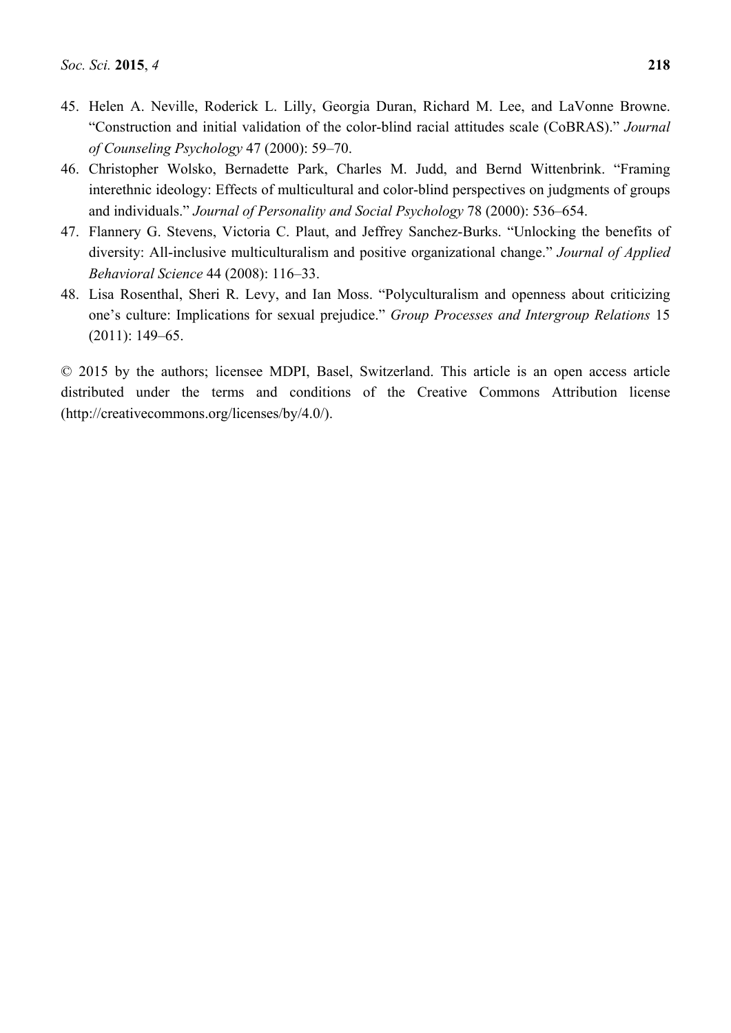45. Helen A. Neville, Roderick L. Lilly, Georgia Duran, Richard M. Lee, and LaVonne Browne. "Construction and initial validation of the color-blind racial attitudes scale (CoBRAS)." *Journal of Counseling Psychology* 47 (2000): 59–70.
46. Christopher Wolsko, Bernadette Park, Charles M. Judd, and Bernd Wittenbrink. "Framing interethnic ideology: Effects of multicultural and color-blind perspectives on judgments of groups and individuals." *Journal of Personality and Social Psychology* 78 (2000): 536–654.
47. Flannery G. Stevens, Victoria C. Plaut, and Jeffrey Sanchez-Burks. "Unlocking the benefits of diversity: All-inclusive multiculturalism and positive organizational change." *Journal of Applied Behavioral Science* 44 (2008): 116–33.
48. Lisa Rosenthal, Sheri R. Levy, and Ian Moss. "Polyculturalism and openness about criticizing one's culture: Implications for sexual prejudice." *Group Processes and Intergroup Relations* 15 (2011): 149–65.

© 2015 by the authors; licensee MDPI, Basel, Switzerland. This article is an open access article distributed under the terms and conditions of the Creative Commons Attribution license (http://creativecommons.org/licenses/by/4.0/).